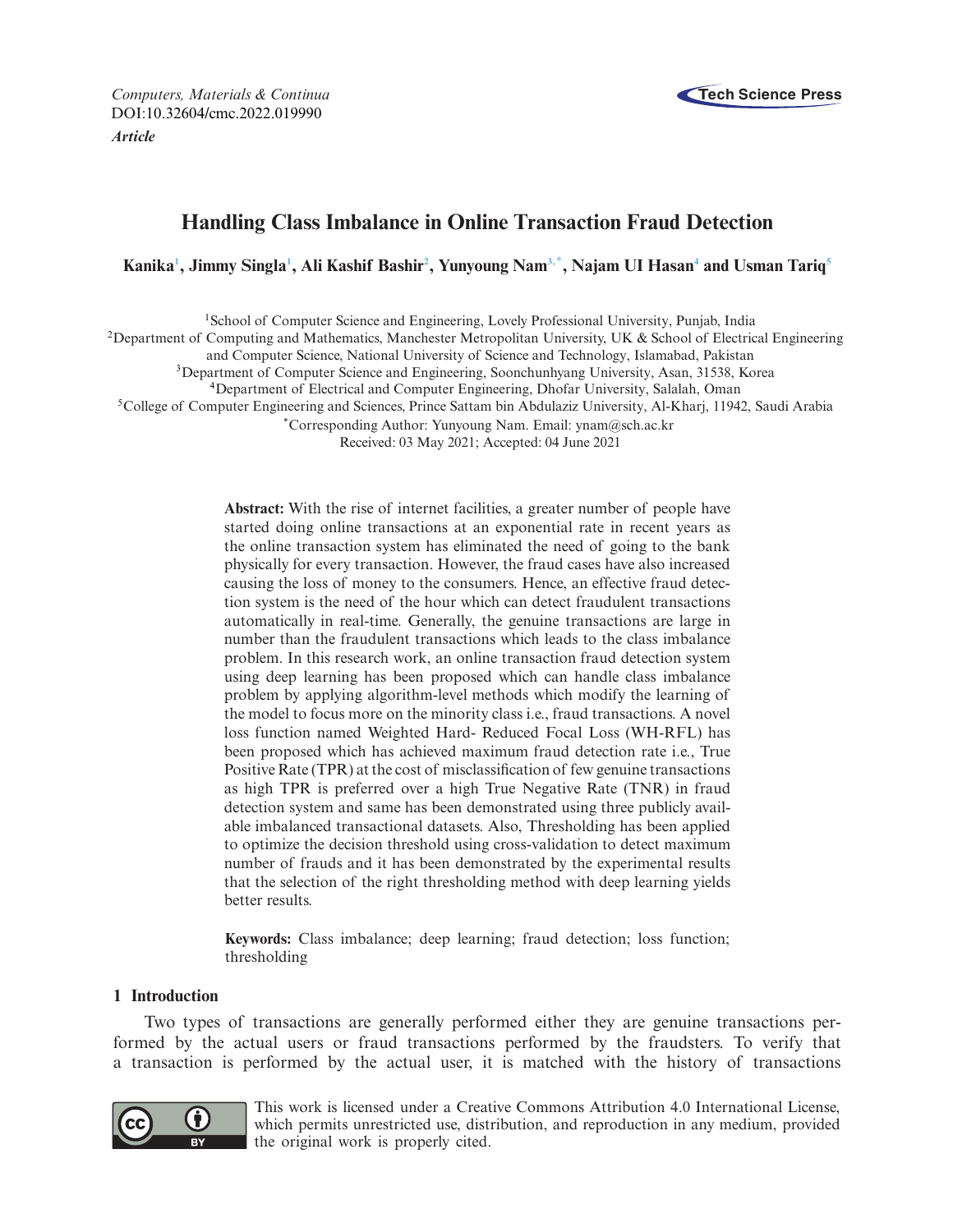*Computers, Materials & Continua*
DOI:10.32604/cmc.2022.019990
***Article***

# Handling Class Imbalance in Online Transaction Fraud Detection

**Kanika[1], Jimmy Singla[1], Ali Kashif Bashir[2], Yunyoung Nam[3,*], Najam Ul Hasan[4] and Usman Tariq[5]**

[1]School of Computer Science and Engineering, Lovely Professional University, Punjab, India
[2]Department of Computing and Mathematics, Manchester Metropolitan University, UK & School of Electrical Engineering and Computer Science, National University of Science and Technology, Islamabad, Pakistan
[3]Department of Computer Science and Engineering, Soonchunhyang University, Asan, 31538, Korea
[4]Department of Electrical and Computer Engineering, Dhofar University, Salalah, Oman
[5]College of Computer Engineering and Sciences, Prince Sattam bin Abdulaziz University, Al-Kharj, 11942, Saudi Arabia
[*]Corresponding Author: Yunyoung Nam. Email: ynam@sch.ac.kr
Received: 03 May 2021; Accepted: 04 June 2021

**Abstract:** With the rise of internet facilities, a greater number of people have started doing online transactions at an exponential rate in recent years as the online transaction system has eliminated the need of going to the bank physically for every transaction. However, the fraud cases have also increased causing the loss of money to the consumers. Hence, an effective fraud detection system is the need of the hour which can detect fraudulent transactions automatically in real-time. Generally, the genuine transactions are large in number than the fraudulent transactions which leads to the class imbalance problem. In this research work, an online transaction fraud detection system using deep learning has been proposed which can handle class imbalance problem by applying algorithm-level methods which modify the learning of the model to focus more on the minority class i.e., fraud transactions. A novel loss function named Weighted Hard- Reduced Focal Loss (WH-RFL) has been proposed which has achieved maximum fraud detection rate i.e., True Positive Rate (TPR) at the cost of misclassification of few genuine transactions as high TPR is preferred over a high True Negative Rate (TNR) in fraud detection system and same has been demonstrated using three publicly available imbalanced transactional datasets. Also, Thresholding has been applied to optimize the decision threshold using cross-validation to detect maximum number of frauds and it has been demonstrated by the experimental results that the selection of the right thresholding method with deep learning yields better results.

**Keywords:** Class imbalance; deep learning; fraud detection; loss function; thresholding

## 1 Introduction

Two types of transactions are generally performed either they are genuine transactions performed by the actual users or fraud transactions performed by the fraudsters. To verify that a transaction is performed by the actual user, it is matched with the history of transactions

This work is licensed under a Creative Commons Attribution 4.0 International License, which permits unrestricted use, distribution, and reproduction in any medium, provided the original work is properly cited.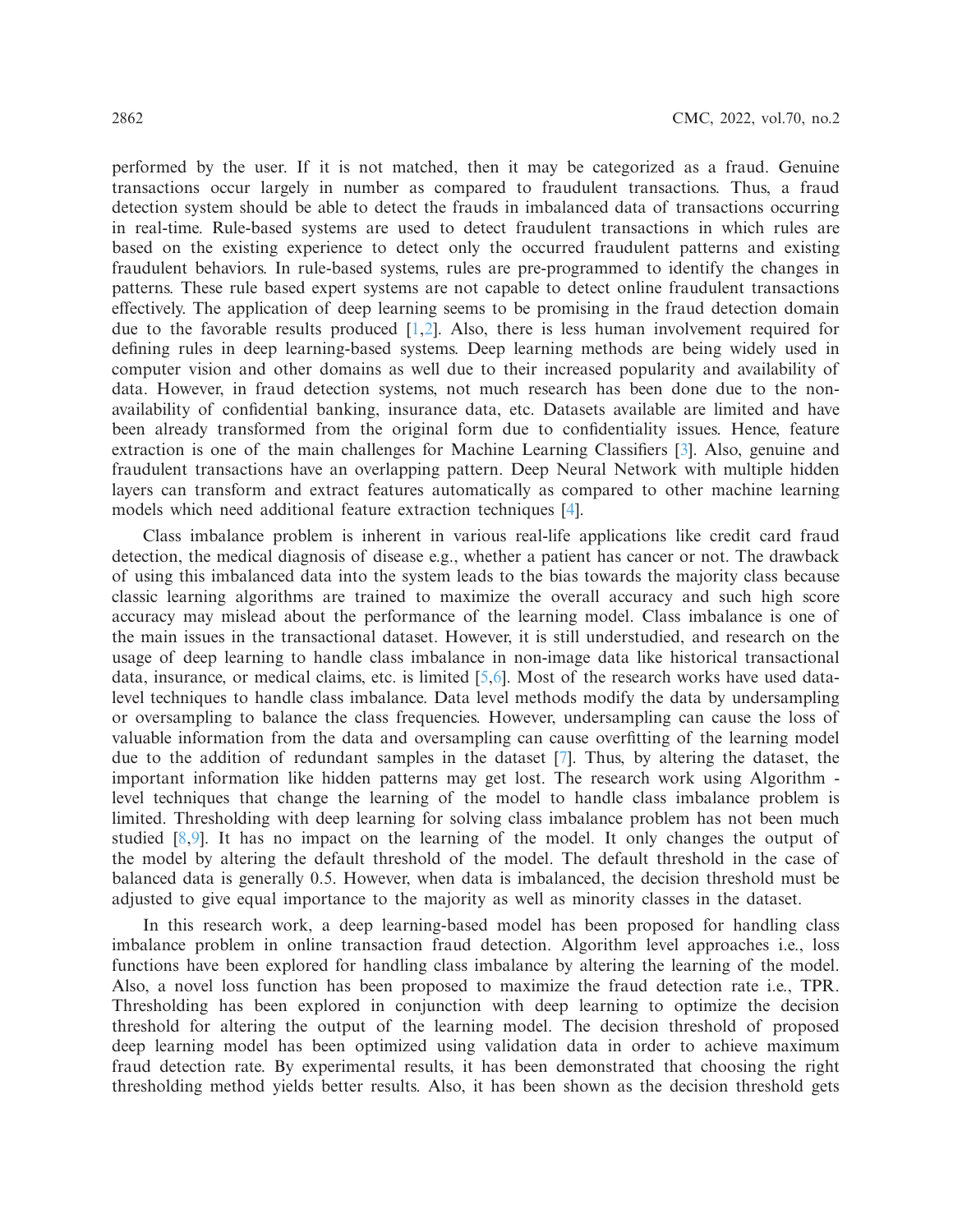performed by the user. If it is not matched, then it may be categorized as a fraud. Genuine transactions occur largely in number as compared to fraudulent transactions. Thus, a fraud detection system should be able to detect the frauds in imbalanced data of transactions occurring in real-time. Rule-based systems are used to detect fraudulent transactions in which rules are based on the existing experience to detect only the occurred fraudulent patterns and existing fraudulent behaviors. In rule-based systems, rules are pre-programmed to identify the changes in patterns. These rule based expert systems are not capable to detect online fraudulent transactions effectively. The application of deep learning seems to be promising in the fraud detection domain due to the favorable results produced [1,2]. Also, there is less human involvement required for defining rules in deep learning-based systems. Deep learning methods are being widely used in computer vision and other domains as well due to their increased popularity and availability of data. However, in fraud detection systems, not much research has been done due to the non-availability of confidential banking, insurance data, etc. Datasets available are limited and have been already transformed from the original form due to confidentiality issues. Hence, feature extraction is one of the main challenges for Machine Learning Classifiers [3]. Also, genuine and fraudulent transactions have an overlapping pattern. Deep Neural Network with multiple hidden layers can transform and extract features automatically as compared to other machine learning models which need additional feature extraction techniques [4].

Class imbalance problem is inherent in various real-life applications like credit card fraud detection, the medical diagnosis of disease e.g., whether a patient has cancer or not. The drawback of using this imbalanced data into the system leads to the bias towards the majority class because classic learning algorithms are trained to maximize the overall accuracy and such high score accuracy may mislead about the performance of the learning model. Class imbalance is one of the main issues in the transactional dataset. However, it is still understudied, and research on the usage of deep learning to handle class imbalance in non-image data like historical transactional data, insurance, or medical claims, etc. is limited [5,6]. Most of the research works have used data-level techniques to handle class imbalance. Data level methods modify the data by undersampling or oversampling to balance the class frequencies. However, undersampling can cause the loss of valuable information from the data and oversampling can cause overfitting of the learning model due to the addition of redundant samples in the dataset [7]. Thus, by altering the dataset, the important information like hidden patterns may get lost. The research work using Algorithm - level techniques that change the learning of the model to handle class imbalance problem is limited. Thresholding with deep learning for solving class imbalance problem has not been much studied [8,9]. It has no impact on the learning of the model. It only changes the output of the model by altering the default threshold of the model. The default threshold in the case of balanced data is generally 0.5. However, when data is imbalanced, the decision threshold must be adjusted to give equal importance to the majority as well as minority classes in the dataset.

In this research work, a deep learning-based model has been proposed for handling class imbalance problem in online transaction fraud detection. Algorithm level approaches i.e., loss functions have been explored for handling class imbalance by altering the learning of the model. Also, a novel loss function has been proposed to maximize the fraud detection rate i.e., TPR. Thresholding has been explored in conjunction with deep learning to optimize the decision threshold for altering the output of the learning model. The decision threshold of proposed deep learning model has been optimized using validation data in order to achieve maximum fraud detection rate. By experimental results, it has been demonstrated that choosing the right thresholding method yields better results. Also, it has been shown as the decision threshold gets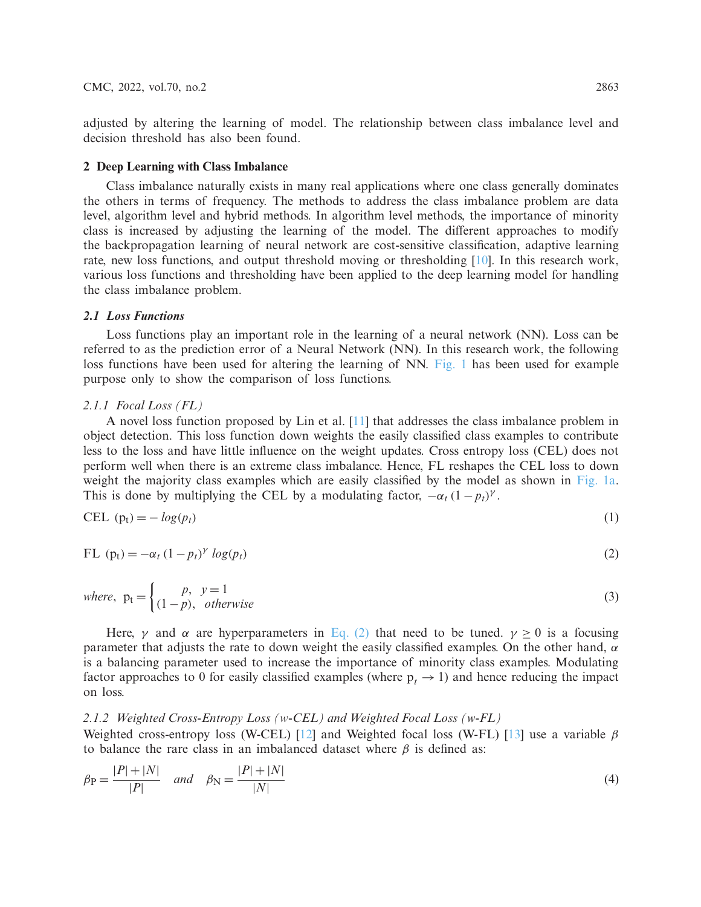adjusted by altering the learning of model. The relationship between class imbalance level and decision threshold has also been found.

## 2 Deep Learning with Class Imbalance

Class imbalance naturally exists in many real applications where one class generally dominates the others in terms of frequency. The methods to address the class imbalance problem are data level, algorithm level and hybrid methods. In algorithm level methods, the importance of minority class is increased by adjusting the learning of the model. The different approaches to modify the backpropagation learning of neural network are cost-sensitive classification, adaptive learning rate, new loss functions, and output threshold moving or thresholding [10]. In this research work, various loss functions and thresholding have been applied to the deep learning model for handling the class imbalance problem.

### *2.1 Loss Functions*

Loss functions play an important role in the learning of a neural network (NN). Loss can be referred to as the prediction error of a Neural Network (NN). In this research work, the following loss functions have been used for altering the learning of NN. Fig. 1 has been used for example purpose only to show the comparison of loss functions.

#### *2.1.1 Focal Loss (FL)*

A novel loss function proposed by Lin et al. [11] that addresses the class imbalance problem in object detection. This loss function down weights the easily classified class examples to contribute less to the loss and have little influence on the weight updates. Cross entropy loss (CEL) does not perform well when there is an extreme class imbalance. Hence, FL reshapes the CEL loss to down weight the majority class examples which are easily classified by the model as shown in Fig. 1a. This is done by multiplying the CEL by a modulating factor, $-\alpha_t (1-p_t)^{\gamma}$.

$$\text{CEL } (\text{p}_\text{t}) = -\log(p_t) \tag{1}$$

$$\text{FL } (\text{p}_\text{t}) = -\alpha_t (1-p_t)^{\gamma} \log(p_t) \tag{2}$$

$$where, \ \text{p}_\text{t} = \begin{cases} p, & y = 1 \\ (1-p), & otherwise \end{cases} \tag{3}$$

Here, $\gamma$ and $\alpha$ are hyperparameters in Eq. (2) that need to be tuned. $\gamma \geq 0$ is a focusing parameter that adjusts the rate to down weight the easily classified examples. On the other hand, $\alpha$ is a balancing parameter used to increase the importance of minority class examples. Modulating factor approaches to 0 for easily classified examples (where $p_t \rightarrow 1$) and hence reducing the impact on loss.

#### *2.1.2 Weighted Cross-Entropy Loss (w-CEL) and Weighted Focal Loss (w-FL)*

Weighted cross-entropy loss (W-CEL) [12] and Weighted focal loss (W-FL) [13] use a variable $\beta$ to balance the rare class in an imbalanced dataset where $\beta$ is defined as:

$$\beta_\text{P} = \frac{|P| + |N|}{|P|} \quad and \quad \beta_\text{N} = \frac{|P| + |N|}{|N|} \tag{4}$$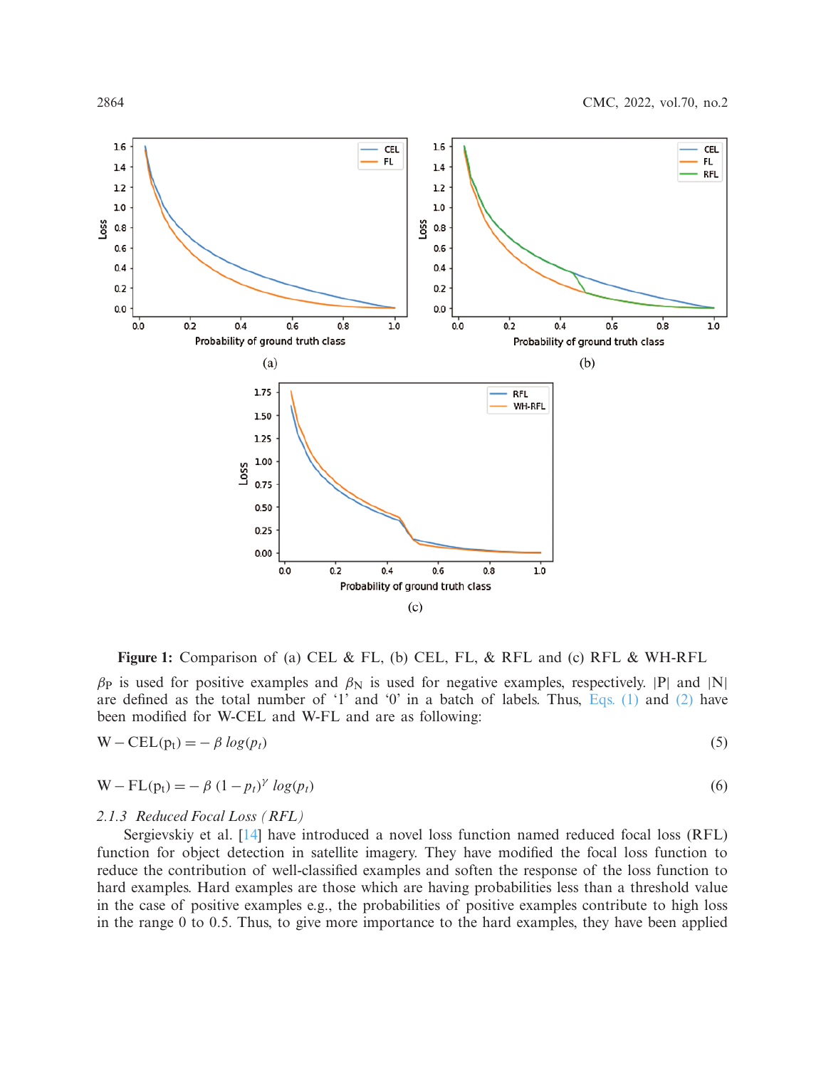**Figure 1:** Comparison of (a) CEL & FL, (b) CEL, FL, & RFL and (c) RFL & WH-RFL

$\beta_P$ is used for positive examples and $\beta_N$ is used for negative examples, respectively. |P| and |N| are defined as the total number of '1' and '0' in a batch of labels. Thus, Eqs. (1) and (2) have been modified for W-CEL and W-FL and are as following:

$$\mathrm{W-CEL}(\mathrm{p_t}) = -\beta\, log(p_t) \tag{5}$$

$$\mathrm{W-FL}(\mathrm{p_t}) = -\beta\, (1 - p_t)^{\gamma}\, log(p_t) \tag{6}$$

### 2.1.3 *Reduced Focal Loss (RFL)*

Sergievskiy et al. [14] have introduced a novel loss function named reduced focal loss (RFL) function for object detection in satellite imagery. They have modified the focal loss function to reduce the contribution of well-classified examples and soften the response of the loss function to hard examples. Hard examples are those which are having probabilities less than a threshold value in the case of positive examples e.g., the probabilities of positive examples contribute to high loss in the range 0 to 0.5. Thus, to give more importance to the hard examples, they have been applied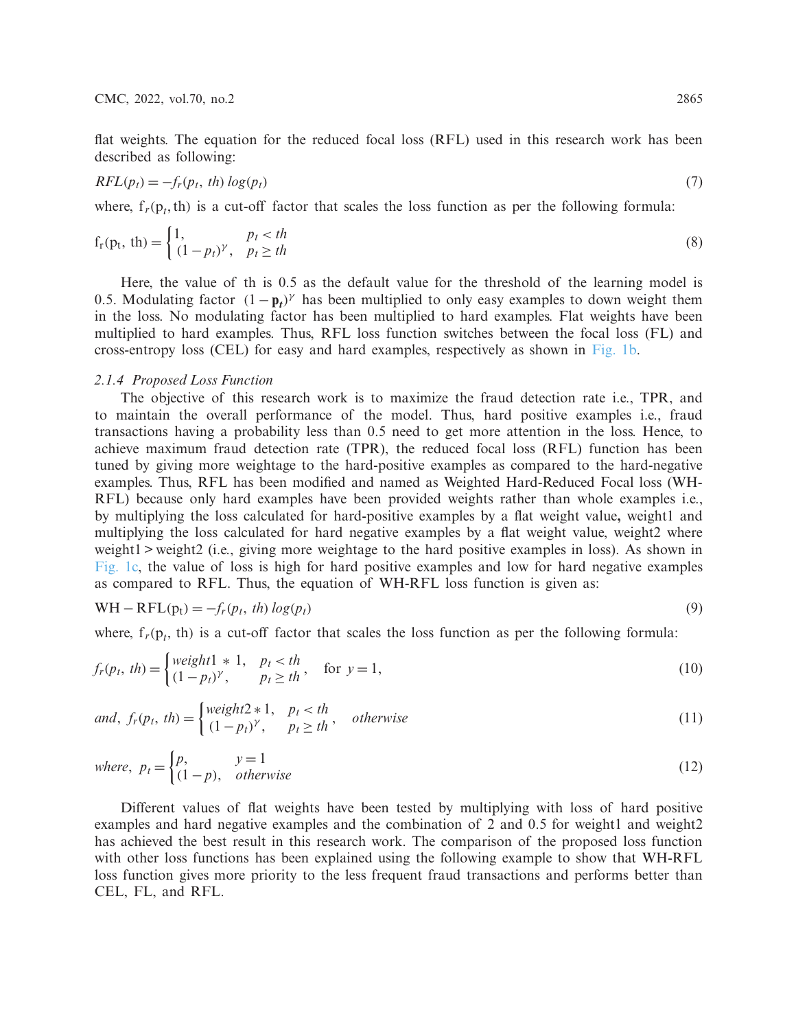flat weights. The equation for the reduced focal loss (RFL) used in this research work has been described as following:

$$RFL(p_t) = -f_r(p_t,\ th)\ log(p_t) \tag{7}$$

where, $f_r(p_t, th)$ is a cut-off factor that scales the loss function as per the following formula:

$$f_r(p_t,\ th) = \begin{cases} 1, & p_t < th \\ (1-p_t)^{\gamma}, & p_t \geq th \end{cases} \tag{8}$$

Here, the value of th is 0.5 as the default value for the threshold of the learning model is 0.5. Modulating factor $(1 - \mathbf{p}_t)^{\gamma}$ has been multiplied to only easy examples to down weight them in the loss. No modulating factor has been multiplied to hard examples. Flat weights have been multiplied to hard examples. Thus, RFL loss function switches between the focal loss (FL) and cross-entropy loss (CEL) for easy and hard examples, respectively as shown in Fig. 1b.

#### 2.1.4 Proposed Loss Function

The objective of this research work is to maximize the fraud detection rate i.e., TPR, and to maintain the overall performance of the model. Thus, hard positive examples i.e., fraud transactions having a probability less than 0.5 need to get more attention in the loss. Hence, to achieve maximum fraud detection rate (TPR), the reduced focal loss (RFL) function has been tuned by giving more weightage to the hard-positive examples as compared to the hard-negative examples. Thus, RFL has been modified and named as Weighted Hard-Reduced Focal loss (WH-RFL) because only hard examples have been provided weights rather than whole examples i.e., by multiplying the loss calculated for hard-positive examples by a flat weight value**,** weight1 and multiplying the loss calculated for hard negative examples by a flat weight value, weight2 where weight1 > weight2 (i.e., giving more weightage to the hard positive examples in loss). As shown in Fig. 1c, the value of loss is high for hard positive examples and low for hard negative examples as compared to RFL. Thus, the equation of WH-RFL loss function is given as:

$$\mathrm{WH-RFL}(p_t) = -f_r(p_t,\ th)\ log(p_t) \tag{9}$$

where, $f_r(p_t, th)$ is a cut-off factor that scales the loss function as per the following formula:

$$f_r(p_t,\ th) = \begin{cases} weight1 * 1, & p_t < th \\ (1-p_t)^{\gamma}, & p_t \geq th \end{cases}, \quad \text{for } y = 1, \tag{10}$$

$$and,\ f_r(p_t,\ th) = \begin{cases} weight2 * 1, & p_t < th \\ (1-p_t)^{\gamma}, & p_t \geq th \end{cases}, \quad otherwise \tag{11}$$

$$where,\ p_t = \begin{cases} p, & y = 1 \\ (1-p), & otherwise \end{cases} \tag{12}$$

Different values of flat weights have been tested by multiplying with loss of hard positive examples and hard negative examples and the combination of 2 and 0.5 for weight1 and weight2 has achieved the best result in this research work. The comparison of the proposed loss function with other loss functions has been explained using the following example to show that WH-RFL loss function gives more priority to the less frequent fraud transactions and performs better than CEL, FL, and RFL.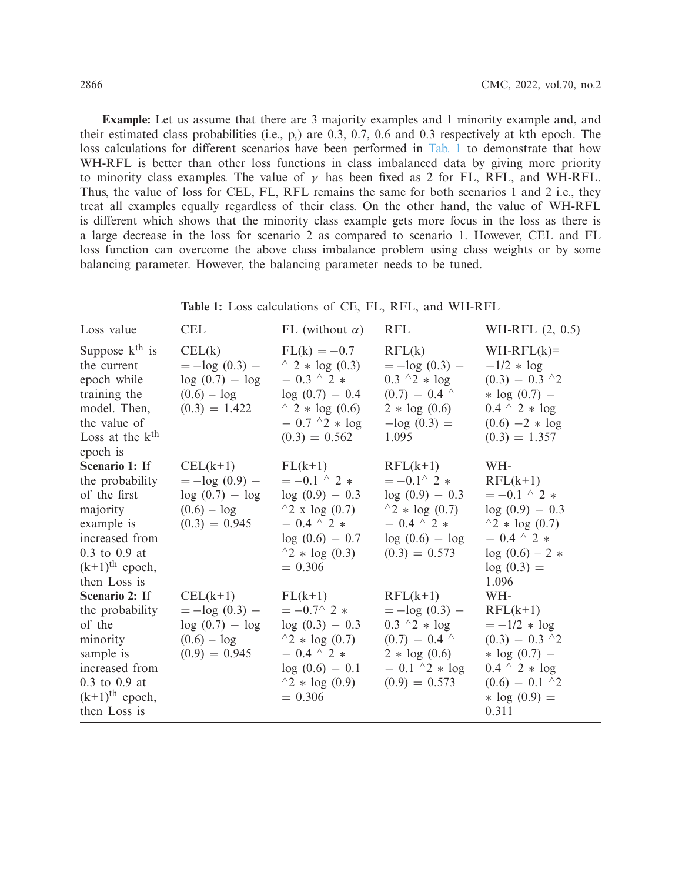**Example:** Let us assume that there are 3 majority examples and 1 minority example and, and their estimated class probabilities (i.e., $p_i$) are 0.3, 0.7, 0.6 and 0.3 respectively at kth epoch. The loss calculations for different scenarios have been performed in Tab. 1 to demonstrate that how WH-RFL is better than other loss functions in class imbalanced data by giving more priority to minority class examples. The value of $\gamma$ has been fixed as 2 for FL, RFL, and WH-RFL. Thus, the value of loss for CEL, FL, RFL remains the same for both scenarios 1 and 2 i.e., they treat all examples equally regardless of their class. On the other hand, the value of WH-RFL is different which shows that the minority class example gets more focus in the loss as there is a large decrease in the loss for scenario 2 as compared to scenario 1. However, CEL and FL loss function can overcome the above class imbalance problem using class weights or by some balancing parameter. However, the balancing parameter needs to be tuned.

**Table 1:** Loss calculations of CE, FL, RFL, and WH-RFL

| Loss value | CEL | FL (without $\alpha$) | RFL | WH-RFL (2, 0.5) |
|---|---|---|---|---|
| Suppose $k^{th}$ is the current epoch while training the model. Then, the value of Loss at the $k^{th}$ epoch is | CEL(k) = −log (0.3) − log (0.7) − log (0.6) – log (0.3) = 1.422 | FL(k) = −0.7 ^ 2 * log (0.3) − 0.3 ^ 2 * log (0.7) − 0.4 ^ 2 * log (0.6) − 0.7 ^2 * log (0.3) = 0.562 | RFL(k) = −log (0.3) − 0.3 ^2 * log (0.7) − 0.4 ^ 2 * log (0.6) −log (0.3) = 1.095 | WH-RFL(k)= −1/2 * log (0.3) − 0.3 ^2 * log (0.7) − 0.4 ^ 2 * log (0.6) −2 * log (0.3) = 1.357 |
| **Scenario 1:** If the probability of the first majority example is increased from 0.3 to 0.9 at $(k+1)^{th}$ epoch, then Loss is | CEL(k+1) = −log (0.9) − log (0.7) − log (0.6) – log (0.3) = 0.945 | FL(k+1) = −0.1 ^ 2 * log (0.9) − 0.3 ^2 x log (0.7) − 0.4 ^ 2 * log (0.6) − 0.7 ^2 * log (0.3) = 0.306 | RFL(k+1) = −0.1^ 2 * log (0.9) − 0.3 ^2 * log (0.7) − 0.4 ^ 2 * log (0.6) − log (0.3) = 0.573 | WH-RFL(k+1) = −0.1 ^ 2 * log (0.9) − 0.3 ^2 * log (0.7) − 0.4 ^ 2 * log (0.6) – 2 * log (0.3) = 1.096 |
| **Scenario 2:** If the probability of the minority sample is increased from 0.3 to 0.9 at $(k+1)^{th}$ epoch, then Loss is | CEL(k+1) = −log (0.3) − log (0.7) − log (0.6) – log (0.9) = 0.945 | FL(k+1) = −0.7^ 2 * log (0.3) − 0.3 ^2 * log (0.7) − 0.4 ^ 2 * log (0.6) − 0.1 ^2 * log (0.9) = 0.306 | RFL(k+1) = −log (0.3) − 0.3 ^2 * log (0.7) − 0.4 ^ 2 * log (0.6) − 0.1 ^2 * log (0.9) = 0.573 | WH-RFL(k+1) = −1/2 * log (0.3) − 0.3 ^2 * log (0.7) − 0.4 ^ 2 * log (0.6) − 0.1 ^2 * log (0.9) = 0.311 |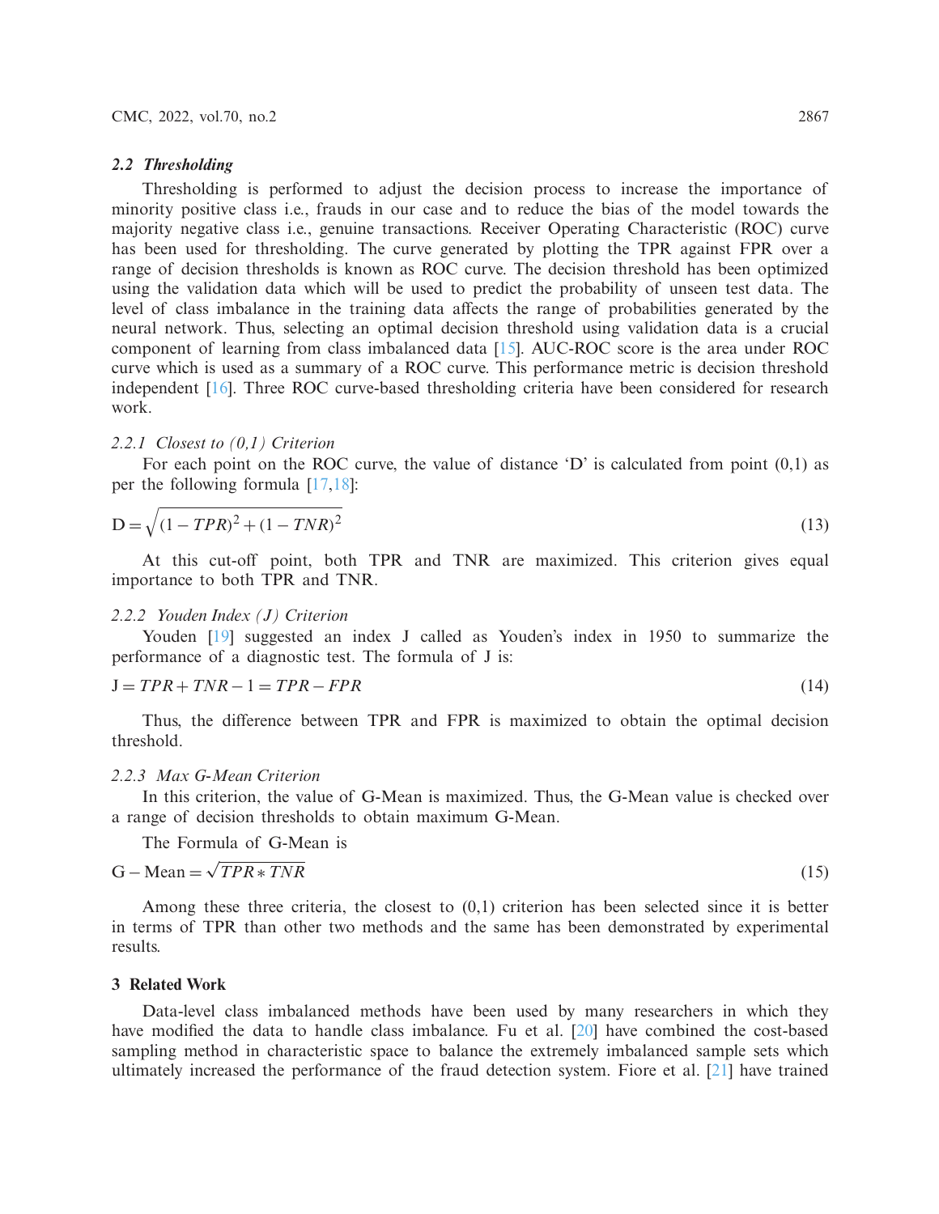### *2.2 Thresholding*

Thresholding is performed to adjust the decision process to increase the importance of minority positive class i.e., frauds in our case and to reduce the bias of the model towards the majority negative class i.e., genuine transactions. Receiver Operating Characteristic (ROC) curve has been used for thresholding. The curve generated by plotting the TPR against FPR over a range of decision thresholds is known as ROC curve. The decision threshold has been optimized using the validation data which will be used to predict the probability of unseen test data. The level of class imbalance in the training data affects the range of probabilities generated by the neural network. Thus, selecting an optimal decision threshold using validation data is a crucial component of learning from class imbalanced data [15]. AUC-ROC score is the area under ROC curve which is used as a summary of a ROC curve. This performance metric is decision threshold independent [16]. Three ROC curve-based thresholding criteria have been considered for research work.

#### *2.2.1 Closest to (0,1) Criterion*

For each point on the ROC curve, the value of distance 'D' is calculated from point (0,1) as per the following formula [17,18]:

$$D = \sqrt{(1 - TPR)^2 + (1 - TNR)^2} \tag{13}$$

At this cut-off point, both TPR and TNR are maximized. This criterion gives equal importance to both TPR and TNR.

#### *2.2.2 Youden Index (J) Criterion*

Youden [19] suggested an index J called as Youden's index in 1950 to summarize the performance of a diagnostic test. The formula of J is:

$$J = TPR + TNR - 1 = TPR - FPR \tag{14}$$

Thus, the difference between TPR and FPR is maximized to obtain the optimal decision threshold.

#### *2.2.3 Max G-Mean Criterion*

In this criterion, the value of G-Mean is maximized. Thus, the G-Mean value is checked over a range of decision thresholds to obtain maximum G-Mean.

The Formula of G-Mean is

$$G - \text{Mean} = \sqrt{TPR * TNR} \tag{15}$$

Among these three criteria, the closest to (0,1) criterion has been selected since it is better in terms of TPR than other two methods and the same has been demonstrated by experimental results.

## 3 Related Work

Data-level class imbalanced methods have been used by many researchers in which they have modified the data to handle class imbalance. Fu et al. [20] have combined the cost-based sampling method in characteristic space to balance the extremely imbalanced sample sets which ultimately increased the performance of the fraud detection system. Fiore et al. [21] have trained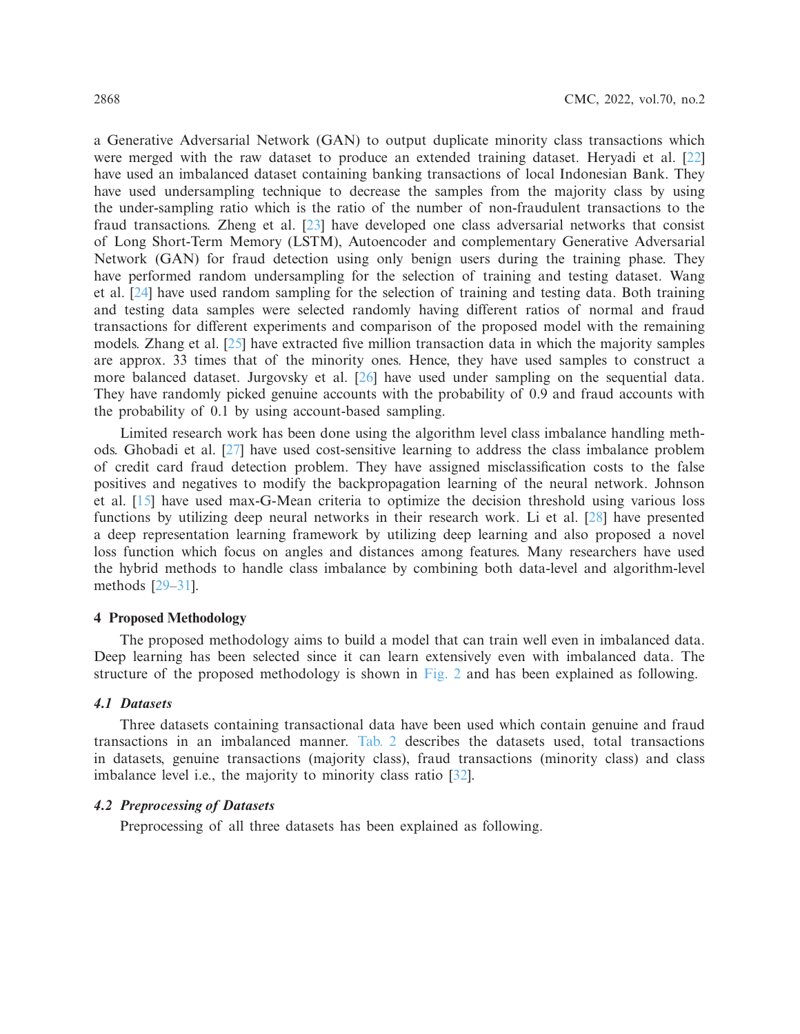a Generative Adversarial Network (GAN) to output duplicate minority class transactions which were merged with the raw dataset to produce an extended training dataset. Heryadi et al. [22] have used an imbalanced dataset containing banking transactions of local Indonesian Bank. They have used undersampling technique to decrease the samples from the majority class by using the under-sampling ratio which is the ratio of the number of non-fraudulent transactions to the fraud transactions. Zheng et al. [23] have developed one class adversarial networks that consist of Long Short-Term Memory (LSTM), Autoencoder and complementary Generative Adversarial Network (GAN) for fraud detection using only benign users during the training phase. They have performed random undersampling for the selection of training and testing dataset. Wang et al. [24] have used random sampling for the selection of training and testing data. Both training and testing data samples were selected randomly having different ratios of normal and fraud transactions for different experiments and comparison of the proposed model with the remaining models. Zhang et al. [25] have extracted five million transaction data in which the majority samples are approx. 33 times that of the minority ones. Hence, they have used samples to construct a more balanced dataset. Jurgovsky et al. [26] have used under sampling on the sequential data. They have randomly picked genuine accounts with the probability of 0.9 and fraud accounts with the probability of 0.1 by using account-based sampling.

Limited research work has been done using the algorithm level class imbalance handling methods. Ghobadi et al. [27] have used cost-sensitive learning to address the class imbalance problem of credit card fraud detection problem. They have assigned misclassification costs to the false positives and negatives to modify the backpropagation learning of the neural network. Johnson et al. [15] have used max-G-Mean criteria to optimize the decision threshold using various loss functions by utilizing deep neural networks in their research work. Li et al. [28] have presented a deep representation learning framework by utilizing deep learning and also proposed a novel loss function which focus on angles and distances among features. Many researchers have used the hybrid methods to handle class imbalance by combining both data-level and algorithm-level methods [29–31].

## 4 Proposed Methodology

The proposed methodology aims to build a model that can train well even in imbalanced data. Deep learning has been selected since it can learn extensively even with imbalanced data. The structure of the proposed methodology is shown in Fig. 2 and has been explained as following.

### *4.1 Datasets*

Three datasets containing transactional data have been used which contain genuine and fraud transactions in an imbalanced manner. Tab. 2 describes the datasets used, total transactions in datasets, genuine transactions (majority class), fraud transactions (minority class) and class imbalance level i.e., the majority to minority class ratio [32].

### *4.2 Preprocessing of Datasets*

Preprocessing of all three datasets has been explained as following.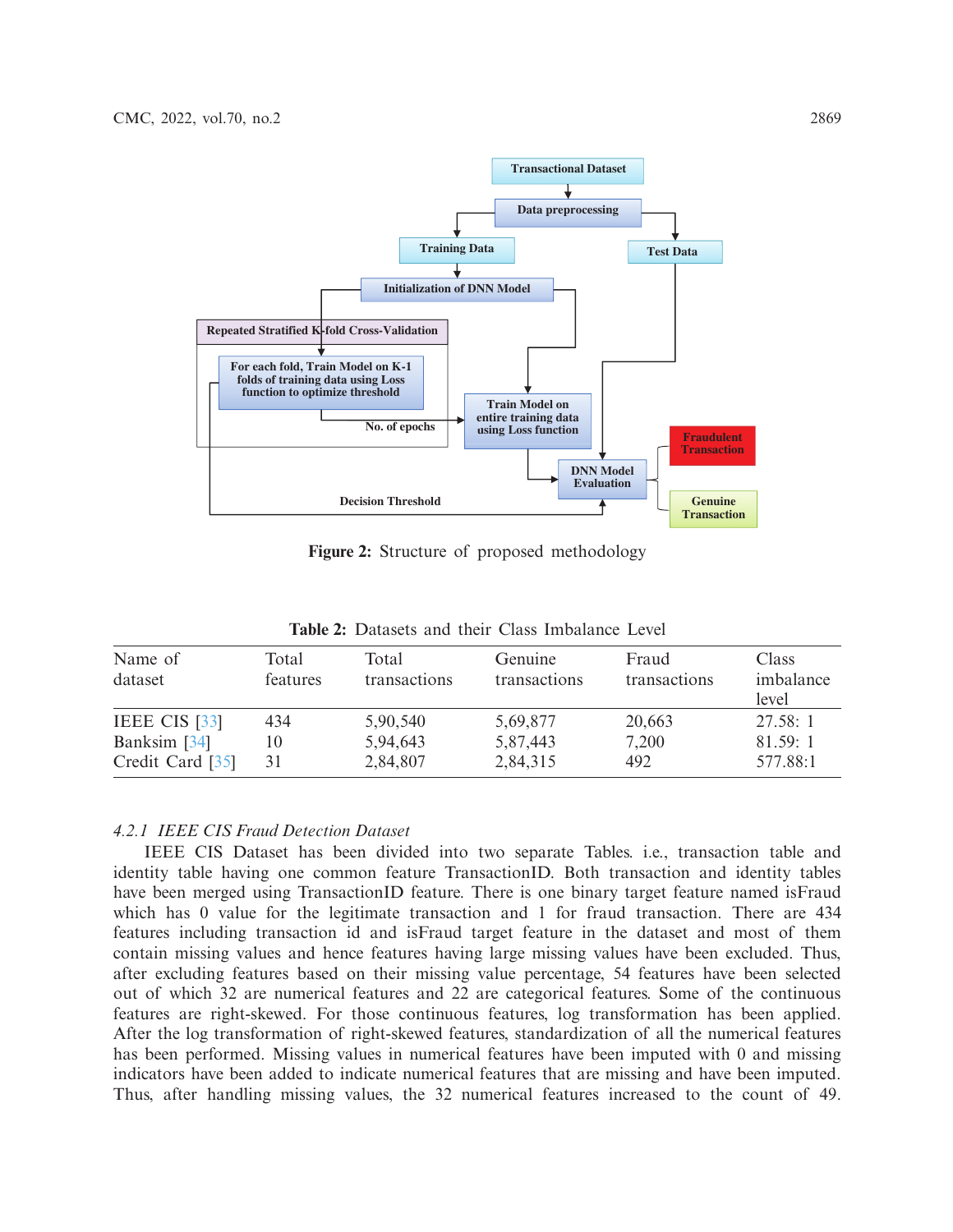**Figure 2:** Structure of proposed methodology

**Table 2:** Datasets and their Class Imbalance Level

| Name of dataset | Total features | Total transactions | Genuine transactions | Fraud transactions | Class imbalance level |
|---|---|---|---|---|---|
| IEEE CIS [33] | 434 | 5,90,540 | 5,69,877 | 20,663 | 27.58: 1 |
| Banksim [34] | 10 | 5,94,643 | 5,87,443 | 7,200 | 81.59: 1 |
| Credit Card [35] | 31 | 2,84,807 | 2,84,315 | 492 | 577.88:1 |

#### *4.2.1 IEEE CIS Fraud Detection Dataset*

IEEE CIS Dataset has been divided into two separate Tables. i.e., transaction table and identity table having one common feature TransactionID. Both transaction and identity tables have been merged using TransactionID feature. There is one binary target feature named isFraud which has 0 value for the legitimate transaction and 1 for fraud transaction. There are 434 features including transaction id and isFraud target feature in the dataset and most of them contain missing values and hence features having large missing values have been excluded. Thus, after excluding features based on their missing value percentage, 54 features have been selected out of which 32 are numerical features and 22 are categorical features. Some of the continuous features are right-skewed. For those continuous features, log transformation has been applied. After the log transformation of right-skewed features, standardization of all the numerical features has been performed. Missing values in numerical features have been imputed with 0 and missing indicators have been added to indicate numerical features that are missing and have been imputed. Thus, after handling missing values, the 32 numerical features increased to the count of 49.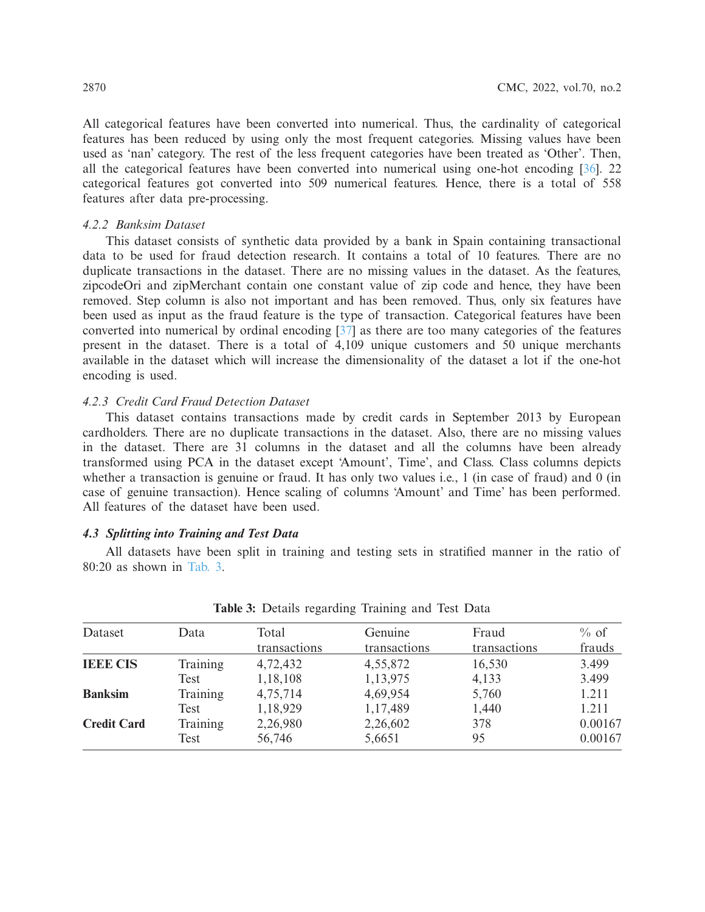All categorical features have been converted into numerical. Thus, the cardinality of categorical features has been reduced by using only the most frequent categories. Missing values have been used as 'nan' category. The rest of the less frequent categories have been treated as 'Other'. Then, all the categorical features have been converted into numerical using one-hot encoding [36]. 22 categorical features got converted into 509 numerical features. Hence, there is a total of 558 features after data pre-processing.

#### 4.2.2 Banksim Dataset

This dataset consists of synthetic data provided by a bank in Spain containing transactional data to be used for fraud detection research. It contains a total of 10 features. There are no duplicate transactions in the dataset. There are no missing values in the dataset. As the features, zipcodeOri and zipMerchant contain one constant value of zip code and hence, they have been removed. Step column is also not important and has been removed. Thus, only six features have been used as input as the fraud feature is the type of transaction. Categorical features have been converted into numerical by ordinal encoding [37] as there are too many categories of the features present in the dataset. There is a total of 4,109 unique customers and 50 unique merchants available in the dataset which will increase the dimensionality of the dataset a lot if the one-hot encoding is used.

#### 4.2.3 Credit Card Fraud Detection Dataset

This dataset contains transactions made by credit cards in September 2013 by European cardholders. There are no duplicate transactions in the dataset. Also, there are no missing values in the dataset. There are 31 columns in the dataset and all the columns have been already transformed using PCA in the dataset except 'Amount', Time', and Class. Class columns depicts whether a transaction is genuine or fraud. It has only two values i.e., 1 (in case of fraud) and 0 (in case of genuine transaction). Hence scaling of columns 'Amount' and Time' has been performed. All features of the dataset have been used.

### 4.3 Splitting into Training and Test Data

All datasets have been split in training and testing sets in stratified manner in the ratio of 80:20 as shown in Tab. 3.

**Table 3:** Details regarding Training and Test Data

| Dataset | Data | Total transactions | Genuine transactions | Fraud transactions | % of frauds |
|---|---|---|---|---|---|
| **IEEE CIS** | Training | 4,72,432 | 4,55,872 | 16,530 | 3.499 |
| | Test | 1,18,108 | 1,13,975 | 4,133 | 3.499 |
| **Banksim** | Training | 4,75,714 | 4,69,954 | 5,760 | 1.211 |
| | Test | 1,18,929 | 1,17,489 | 1,440 | 1.211 |
| **Credit Card** | Training | 2,26,980 | 2,26,602 | 378 | 0.00167 |
| | Test | 56,746 | 5,6651 | 95 | 0.00167 |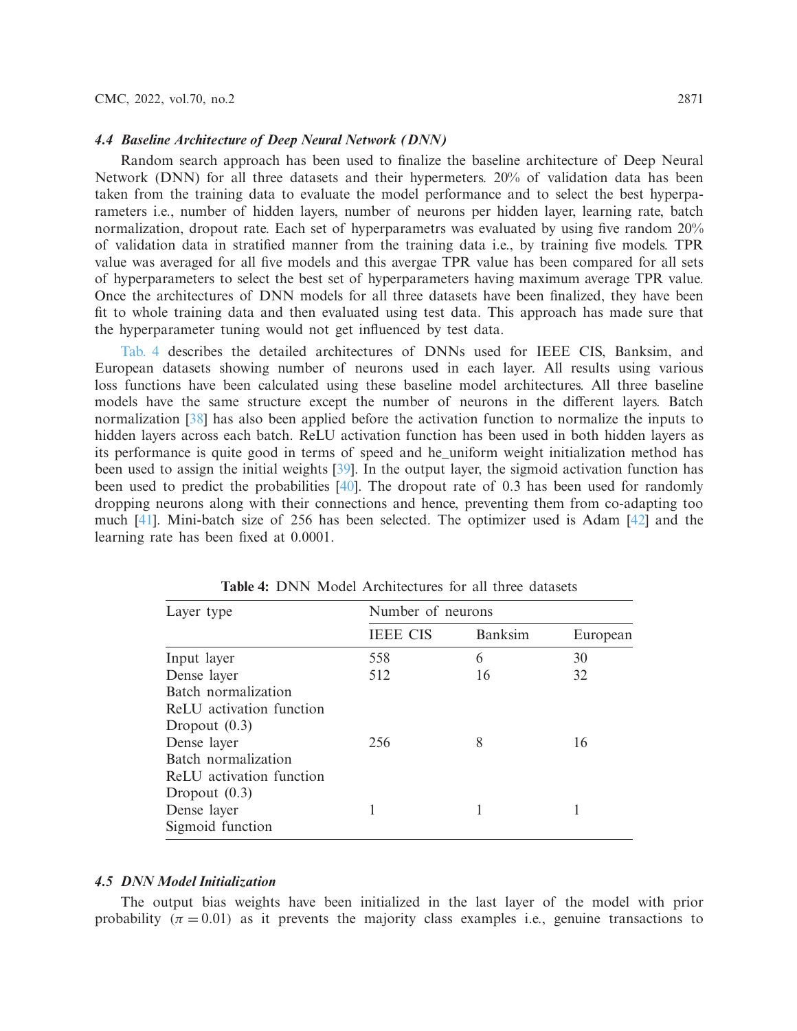### *4.4 Baseline Architecture of Deep Neural Network (DNN)*

Random search approach has been used to finalize the baseline architecture of Deep Neural Network (DNN) for all three datasets and their hypermeters. 20% of validation data has been taken from the training data to evaluate the model performance and to select the best hyperparameters i.e., number of hidden layers, number of neurons per hidden layer, learning rate, batch normalization, dropout rate. Each set of hyperparametrs was evaluated by using five random 20% of validation data in stratified manner from the training data i.e., by training five models. TPR value was averaged for all five models and this avergae TPR value has been compared for all sets of hyperparameters to select the best set of hyperparameters having maximum average TPR value. Once the architectures of DNN models for all three datasets have been finalized, they have been fit to whole training data and then evaluated using test data. This approach has made sure that the hyperparameter tuning would not get influenced by test data.

Tab. 4 describes the detailed architectures of DNNs used for IEEE CIS, Banksim, and European datasets showing number of neurons used in each layer. All results using various loss functions have been calculated using these baseline model architectures. All three baseline models have the same structure except the number of neurons in the different layers. Batch normalization [38] has also been applied before the activation function to normalize the inputs to hidden layers across each batch. ReLU activation function has been used in both hidden layers as its performance is quite good in terms of speed and he_uniform weight initialization method has been used to assign the initial weights [39]. In the output layer, the sigmoid activation function has been used to predict the probabilities [40]. The dropout rate of 0.3 has been used for randomly dropping neurons along with their connections and hence, preventing them from co-adapting too much [41]. Mini-batch size of 256 has been selected. The optimizer used is Adam [42] and the learning rate has been fixed at 0.0001.

**Table 4:** DNN Model Architectures for all three datasets

| Layer type | Number of neurons | | |
|---|---|---|---|
| | IEEE CIS | Banksim | European |
| Input layer | 558 | 6 | 30 |
| Dense layer<br>Batch normalization<br>ReLU activation function<br>Dropout (0.3) | 512 | 16 | 32 |
| Dense layer<br>Batch normalization<br>ReLU activation function<br>Dropout (0.3) | 256 | 8 | 16 |
| Dense layer<br>Sigmoid function | 1 | 1 | 1 |

### *4.5 DNN Model Initialization*

The output bias weights have been initialized in the last layer of the model with prior probability ($\pi = 0.01$) as it prevents the majority class examples i.e., genuine transactions to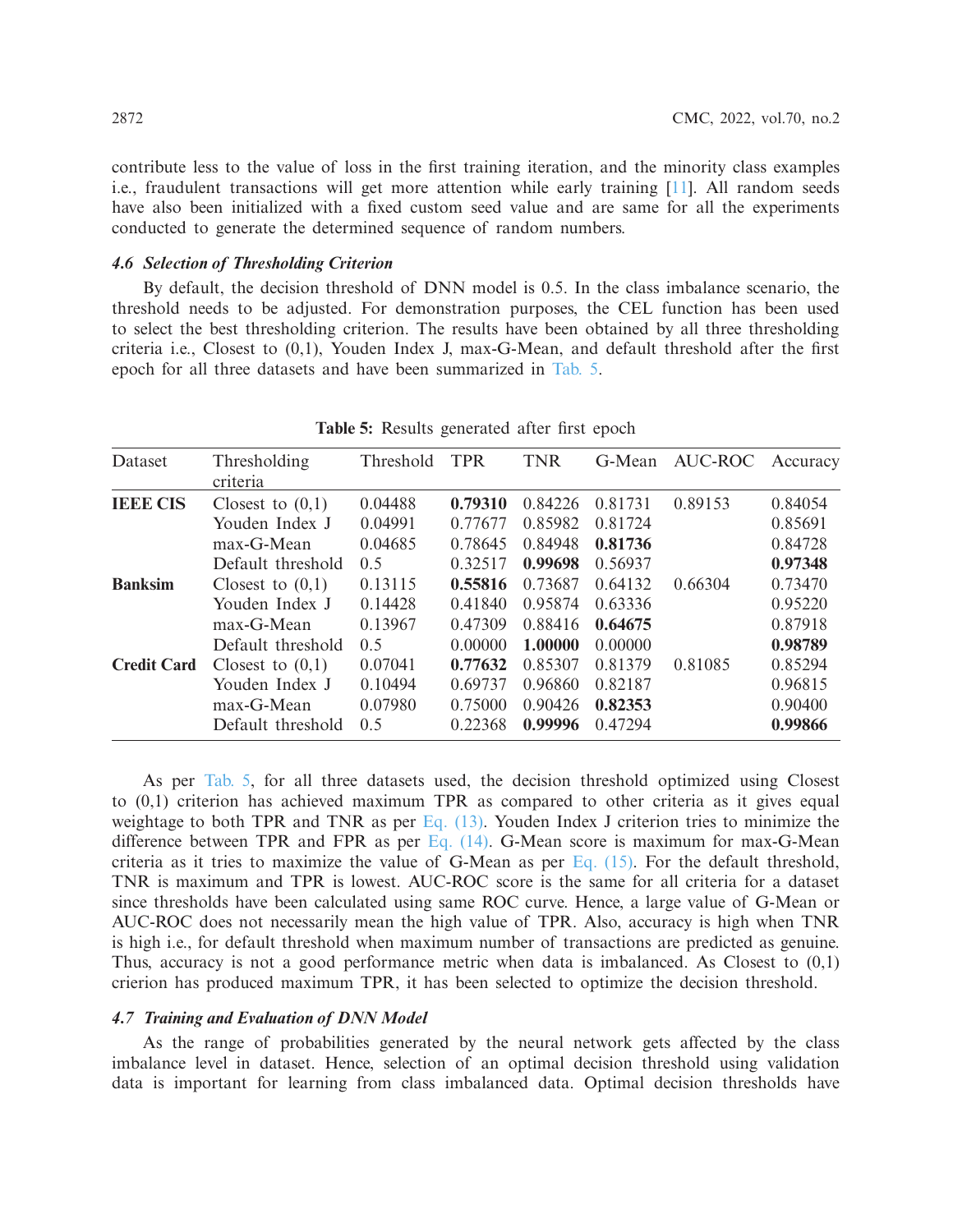contribute less to the value of loss in the first training iteration, and the minority class examples i.e., fraudulent transactions will get more attention while early training [11]. All random seeds have also been initialized with a fixed custom seed value and are same for all the experiments conducted to generate the determined sequence of random numbers.

### *4.6 Selection of Thresholding Criterion*

By default, the decision threshold of DNN model is 0.5. In the class imbalance scenario, the threshold needs to be adjusted. For demonstration purposes, the CEL function has been used to select the best thresholding criterion. The results have been obtained by all three thresholding criteria i.e., Closest to (0,1), Youden Index J, max-G-Mean, and default threshold after the first epoch for all three datasets and have been summarized in Tab. 5.

**Table 5:** Results generated after first epoch

| Dataset | Thresholding criteria | Threshold | TPR | TNR | G-Mean | AUC-ROC | Accuracy |
|---|---|---|---|---|---|---|---|
| **IEEE CIS** | Closest to (0,1) | 0.04488 | **0.79310** | 0.84226 | 0.81731 | 0.89153 | 0.84054 |
| | Youden Index J | 0.04991 | 0.77677 | 0.85982 | 0.81724 | | 0.85691 |
| | max-G-Mean | 0.04685 | 0.78645 | 0.84948 | **0.81736** | | 0.84728 |
| | Default threshold | 0.5 | 0.32517 | **0.99698** | 0.56937 | | **0.97348** |
| **Banksim** | Closest to (0,1) | 0.13115 | **0.55816** | 0.73687 | 0.64132 | 0.66304 | 0.73470 |
| | Youden Index J | 0.14428 | 0.41840 | 0.95874 | 0.63336 | | 0.95220 |
| | max-G-Mean | 0.13967 | 0.47309 | 0.88416 | **0.64675** | | 0.87918 |
| | Default threshold | 0.5 | 0.00000 | **1.00000** | 0.00000 | | **0.98789** |
| **Credit Card** | Closest to (0,1) | 0.07041 | **0.77632** | 0.85307 | 0.81379 | 0.81085 | 0.85294 |
| | Youden Index J | 0.10494 | 0.69737 | 0.96860 | 0.82187 | | 0.96815 |
| | max-G-Mean | 0.07980 | 0.75000 | 0.90426 | **0.82353** | | 0.90400 |
| | Default threshold | 0.5 | 0.22368 | **0.99996** | 0.47294 | | **0.99866** |

As per Tab. 5, for all three datasets used, the decision threshold optimized using Closest to (0,1) criterion has achieved maximum TPR as compared to other criteria as it gives equal weightage to both TPR and TNR as per Eq. (13). Youden Index J criterion tries to minimize the difference between TPR and FPR as per Eq. (14). G-Mean score is maximum for max-G-Mean criteria as it tries to maximize the value of G-Mean as per Eq. (15). For the default threshold, TNR is maximum and TPR is lowest. AUC-ROC score is the same for all criteria for a dataset since thresholds have been calculated using same ROC curve. Hence, a large value of G-Mean or AUC-ROC does not necessarily mean the high value of TPR. Also, accuracy is high when TNR is high i.e., for default threshold when maximum number of transactions are predicted as genuine. Thus, accuracy is not a good performance metric when data is imbalanced. As Closest to (0,1) crierion has produced maximum TPR, it has been selected to optimize the decision threshold.

### *4.7 Training and Evaluation of DNN Model*

As the range of probabilities generated by the neural network gets affected by the class imbalance level in dataset. Hence, selection of an optimal decision threshold using validation data is important for learning from class imbalanced data. Optimal decision thresholds have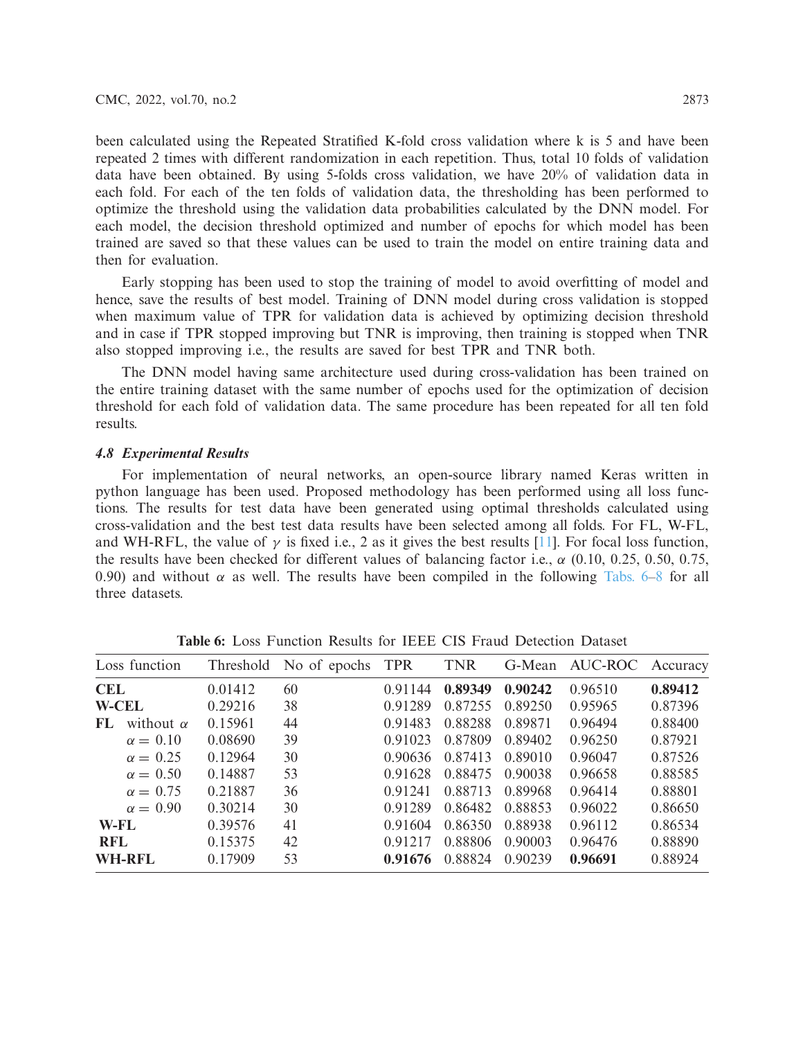been calculated using the Repeated Stratified K-fold cross validation where k is 5 and have been repeated 2 times with different randomization in each repetition. Thus, total 10 folds of validation data have been obtained. By using 5-folds cross validation, we have 20% of validation data in each fold. For each of the ten folds of validation data, the thresholding has been performed to optimize the threshold using the validation data probabilities calculated by the DNN model. For each model, the decision threshold optimized and number of epochs for which model has been trained are saved so that these values can be used to train the model on entire training data and then for evaluation.

Early stopping has been used to stop the training of model to avoid overfitting of model and hence, save the results of best model. Training of DNN model during cross validation is stopped when maximum value of TPR for validation data is achieved by optimizing decision threshold and in case if TPR stopped improving but TNR is improving, then training is stopped when TNR also stopped improving i.e., the results are saved for best TPR and TNR both.

The DNN model having same architecture used during cross-validation has been trained on the entire training dataset with the same number of epochs used for the optimization of decision threshold for each fold of validation data. The same procedure has been repeated for all ten fold results.

### *4.8 Experimental Results*

For implementation of neural networks, an open-source library named Keras written in python language has been used. Proposed methodology has been performed using all loss functions. The results for test data have been generated using optimal thresholds calculated using cross-validation and the best test data results have been selected among all folds. For FL, W-FL, and WH-RFL, the value of $\gamma$ is fixed i.e., 2 as it gives the best results [11]. For focal loss function, the results have been checked for different values of balancing factor i.e., $\alpha$ (0.10, 0.25, 0.50, 0.75, 0.90) and without $\alpha$ as well. The results have been compiled in the following Tabs. 6–8 for all three datasets.

**Table 6:** Loss Function Results for IEEE CIS Fraud Detection Dataset

| Loss function | | Threshold | No of epochs | TPR | TNR | G-Mean | AUC-ROC | Accuracy |
|---|---|---|---|---|---|---|---|---|
| **CEL** | | 0.01412 | 60 | 0.91144 | **0.89349** | **0.90242** | 0.96510 | **0.89412** |
| **W-CEL** | | 0.29216 | 38 | 0.91289 | 0.87255 | 0.89250 | 0.95965 | 0.87396 |
| **FL** | without $\alpha$ | 0.15961 | 44 | 0.91483 | 0.88288 | 0.89871 | 0.96494 | 0.88400 |
| | $\alpha = 0.10$ | 0.08690 | 39 | 0.91023 | 0.87809 | 0.89402 | 0.96250 | 0.87921 |
| | $\alpha = 0.25$ | 0.12964 | 30 | 0.90636 | 0.87413 | 0.89010 | 0.96047 | 0.87526 |
| | $\alpha = 0.50$ | 0.14887 | 53 | 0.91628 | 0.88475 | 0.90038 | 0.96658 | 0.88585 |
| | $\alpha = 0.75$ | 0.21887 | 36 | 0.91241 | 0.88713 | 0.89968 | 0.96414 | 0.88801 |
| | $\alpha = 0.90$ | 0.30214 | 30 | 0.91289 | 0.86482 | 0.88853 | 0.96022 | 0.86650 |
| **W-FL** | | 0.39576 | 41 | 0.91604 | 0.86350 | 0.88938 | 0.96112 | 0.86534 |
| **RFL** | | 0.15375 | 42 | 0.91217 | 0.88806 | 0.90003 | 0.96476 | 0.88890 |
| **WH-RFL** | | 0.17909 | 53 | **0.91676** | 0.88824 | 0.90239 | **0.96691** | 0.88924 |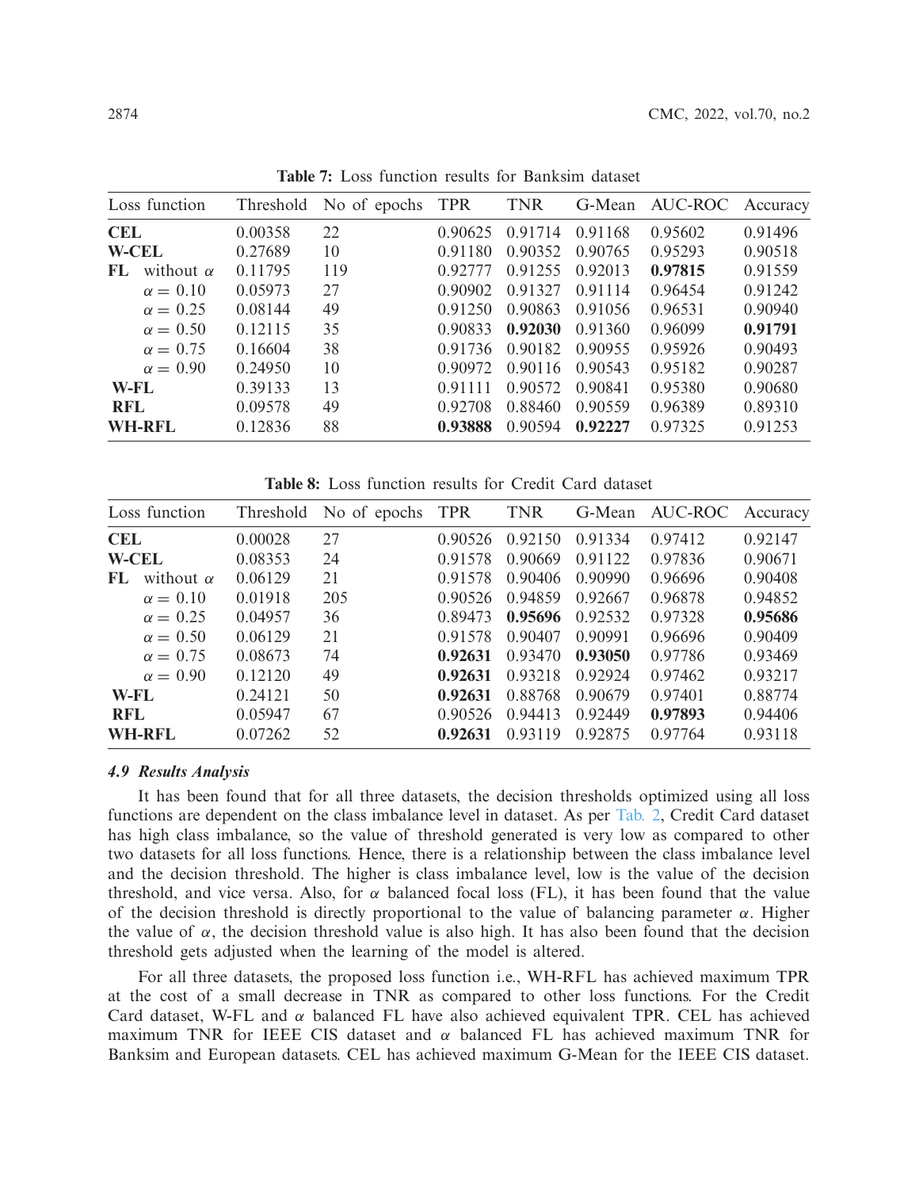**Table 7:** Loss function results for Banksim dataset

| Loss function | | Threshold | No of epochs | TPR | TNR | G-Mean | AUC-ROC | Accuracy |
|---|---|---|---|---|---|---|---|---|
| **CEL** | | 0.00358 | 22 | 0.90625 | 0.91714 | 0.91168 | 0.95602 | 0.91496 |
| **W-CEL** | | 0.27689 | 10 | 0.91180 | 0.90352 | 0.90765 | 0.95293 | 0.90518 |
| **FL** | without $\alpha$ | 0.11795 | 119 | 0.92777 | 0.91255 | 0.92013 | **0.97815** | 0.91559 |
| | $\alpha = 0.10$ | 0.05973 | 27 | 0.90902 | 0.91327 | 0.91114 | 0.96454 | 0.91242 |
| | $\alpha = 0.25$ | 0.08144 | 49 | 0.91250 | 0.90863 | 0.91056 | 0.96531 | 0.90940 |
| | $\alpha = 0.50$ | 0.12115 | 35 | 0.90833 | **0.92030** | 0.91360 | 0.96099 | **0.91791** |
| | $\alpha = 0.75$ | 0.16604 | 38 | 0.91736 | 0.90182 | 0.90955 | 0.95926 | 0.90493 |
| | $\alpha = 0.90$ | 0.24950 | 10 | 0.90972 | 0.90116 | 0.90543 | 0.95182 | 0.90287 |
| **W-FL** | | 0.39133 | 13 | 0.91111 | 0.90572 | 0.90841 | 0.95380 | 0.90680 |
| **RFL** | | 0.09578 | 49 | 0.92708 | 0.88460 | 0.90559 | 0.96389 | 0.89310 |
| **WH-RFL** | | 0.12836 | 88 | **0.93888** | 0.90594 | **0.92227** | 0.97325 | 0.91253 |

**Table 8:** Loss function results for Credit Card dataset

| Loss function | | Threshold | No of epochs | TPR | TNR | G-Mean | AUC-ROC | Accuracy |
|---|---|---|---|---|---|---|---|---|
| **CEL** | | 0.00028 | 27 | 0.90526 | 0.92150 | 0.91334 | 0.97412 | 0.92147 |
| **W-CEL** | | 0.08353 | 24 | 0.91578 | 0.90669 | 0.91122 | 0.97836 | 0.90671 |
| **FL** | without $\alpha$ | 0.06129 | 21 | 0.91578 | 0.90406 | 0.90990 | 0.96696 | 0.90408 |
| | $\alpha = 0.10$ | 0.01918 | 205 | 0.90526 | 0.94859 | 0.92667 | 0.96878 | 0.94852 |
| | $\alpha = 0.25$ | 0.04957 | 36 | 0.89473 | **0.95696** | 0.92532 | 0.97328 | **0.95686** |
| | $\alpha = 0.50$ | 0.06129 | 21 | 0.91578 | 0.90407 | 0.90991 | 0.96696 | 0.90409 |
| | $\alpha = 0.75$ | 0.08673 | 74 | **0.92631** | 0.93470 | **0.93050** | 0.97786 | 0.93469 |
| | $\alpha = 0.90$ | 0.12120 | 49 | **0.92631** | 0.93218 | 0.92924 | 0.97462 | 0.93217 |
| **W-FL** | | 0.24121 | 50 | **0.92631** | 0.88768 | 0.90679 | 0.97401 | 0.88774 |
| **RFL** | | 0.05947 | 67 | 0.90526 | 0.94413 | 0.92449 | **0.97893** | 0.94406 |
| **WH-RFL** | | 0.07262 | 52 | **0.92631** | 0.93119 | 0.92875 | 0.97764 | 0.93118 |

### *4.9 Results Analysis*

It has been found that for all three datasets, the decision thresholds optimized using all loss functions are dependent on the class imbalance level in dataset. As per Tab. 2, Credit Card dataset has high class imbalance, so the value of threshold generated is very low as compared to other two datasets for all loss functions. Hence, there is a relationship between the class imbalance level and the decision threshold. The higher is class imbalance level, low is the value of the decision threshold, and vice versa. Also, for $\alpha$ balanced focal loss (FL), it has been found that the value of the decision threshold is directly proportional to the value of balancing parameter $\alpha$. Higher the value of $\alpha$, the decision threshold value is also high. It has also been found that the decision threshold gets adjusted when the learning of the model is altered.

For all three datasets, the proposed loss function i.e., WH-RFL has achieved maximum TPR at the cost of a small decrease in TNR as compared to other loss functions. For the Credit Card dataset, W-FL and $\alpha$ balanced FL have also achieved equivalent TPR. CEL has achieved maximum TNR for IEEE CIS dataset and $\alpha$ balanced FL has achieved maximum TNR for Banksim and European datasets. CEL has achieved maximum G-Mean for the IEEE CIS dataset.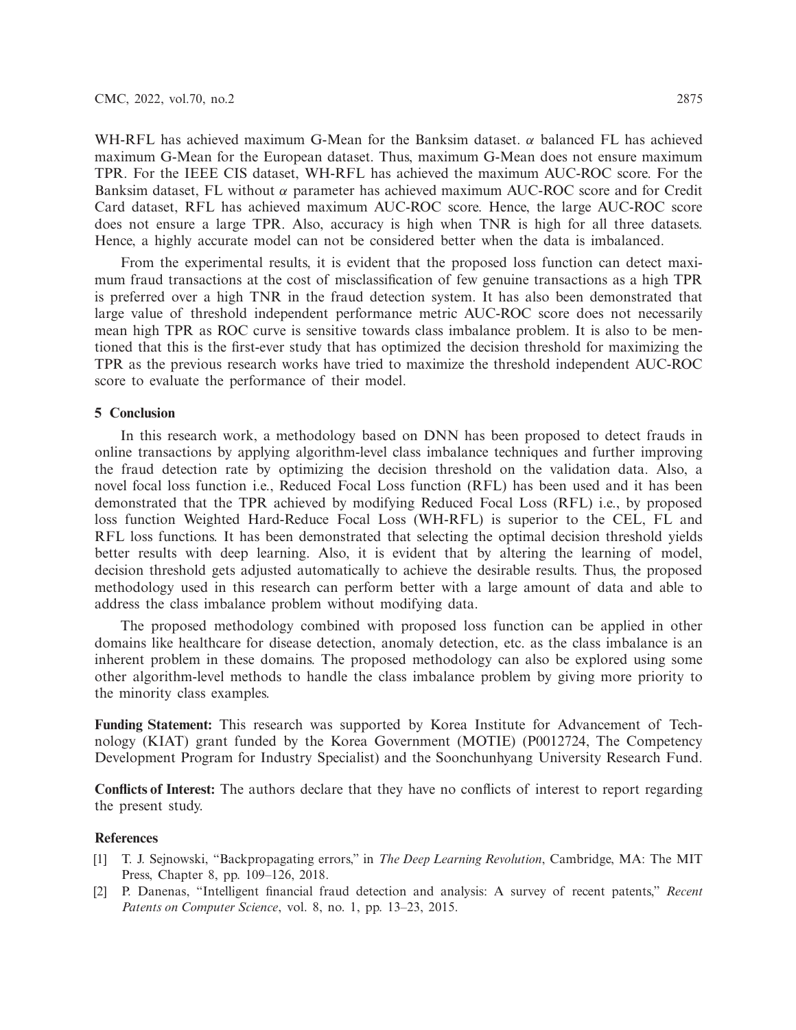WH-RFL has achieved maximum G-Mean for the Banksim dataset. $\alpha$ balanced FL has achieved maximum G-Mean for the European dataset. Thus, maximum G-Mean does not ensure maximum TPR. For the IEEE CIS dataset, WH-RFL has achieved the maximum AUC-ROC score. For the Banksim dataset, FL without $\alpha$ parameter has achieved maximum AUC-ROC score and for Credit Card dataset, RFL has achieved maximum AUC-ROC score. Hence, the large AUC-ROC score does not ensure a large TPR. Also, accuracy is high when TNR is high for all three datasets. Hence, a highly accurate model can not be considered better when the data is imbalanced.

From the experimental results, it is evident that the proposed loss function can detect maximum fraud transactions at the cost of misclassification of few genuine transactions as a high TPR is preferred over a high TNR in the fraud detection system. It has also been demonstrated that large value of threshold independent performance metric AUC-ROC score does not necessarily mean high TPR as ROC curve is sensitive towards class imbalance problem. It is also to be mentioned that this is the first-ever study that has optimized the decision threshold for maximizing the TPR as the previous research works have tried to maximize the threshold independent AUC-ROC score to evaluate the performance of their model.

## 5 Conclusion

In this research work, a methodology based on DNN has been proposed to detect frauds in online transactions by applying algorithm-level class imbalance techniques and further improving the fraud detection rate by optimizing the decision threshold on the validation data. Also, a novel focal loss function i.e., Reduced Focal Loss function (RFL) has been used and it has been demonstrated that the TPR achieved by modifying Reduced Focal Loss (RFL) i.e., by proposed loss function Weighted Hard-Reduce Focal Loss (WH-RFL) is superior to the CEL, FL and RFL loss functions. It has been demonstrated that selecting the optimal decision threshold yields better results with deep learning. Also, it is evident that by altering the learning of model, decision threshold gets adjusted automatically to achieve the desirable results. Thus, the proposed methodology used in this research can perform better with a large amount of data and able to address the class imbalance problem without modifying data.

The proposed methodology combined with proposed loss function can be applied in other domains like healthcare for disease detection, anomaly detection, etc. as the class imbalance is an inherent problem in these domains. The proposed methodology can also be explored using some other algorithm-level methods to handle the class imbalance problem by giving more priority to the minority class examples.

**Funding Statement:** This research was supported by Korea Institute for Advancement of Technology (KIAT) grant funded by the Korea Government (MOTIE) (P0012724, The Competency Development Program for Industry Specialist) and the Soonchunhyang University Research Fund.

**Conflicts of Interest:** The authors declare that they have no conflicts of interest to report regarding the present study.

## References

[1] T. J. Sejnowski, "Backpropagating errors," in *The Deep Learning Revolution*, Cambridge, MA: The MIT Press, Chapter 8, pp. 109–126, 2018.

[2] P. Danenas, "Intelligent financial fraud detection and analysis: A survey of recent patents," *Recent Patents on Computer Science*, vol. 8, no. 1, pp. 13–23, 2015.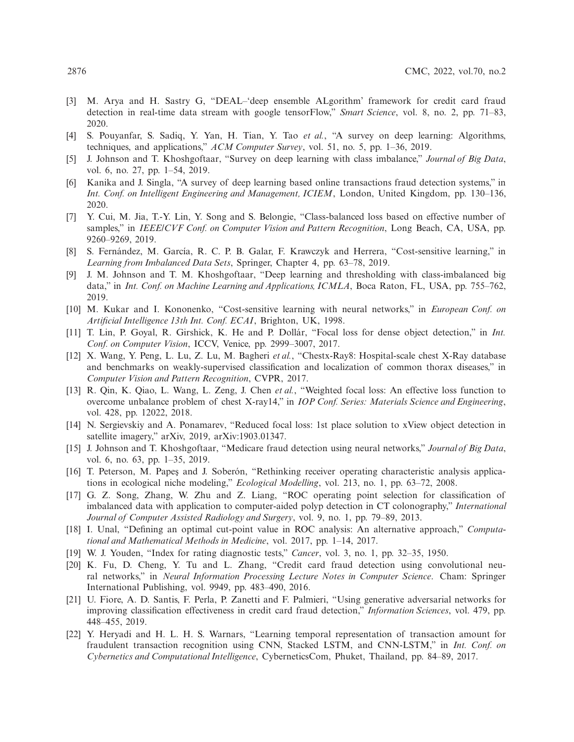[3] M. Arya and H. Sastry G, "DEAL–'deep ensemble ALgorithm' framework for credit card fraud detection in real-time data stream with google tensorFlow," *Smart Science*, vol. 8, no. 2, pp. 71–83, 2020.

[4] S. Pouyanfar, S. Sadiq, Y. Yan, H. Tian, Y. Tao *et al.*, "A survey on deep learning: Algorithms, techniques, and applications," *ACM Computer Survey*, vol. 51, no. 5, pp. 1–36, 2019.

[5] J. Johnson and T. Khoshgoftaar, "Survey on deep learning with class imbalance," *Journal of Big Data*, vol. 6, no. 27, pp. 1–54, 2019.

[6] Kanika and J. Singla, "A survey of deep learning based online transactions fraud detection systems," in *Int. Conf. on Intelligent Engineering and Management, ICIEM*, London, United Kingdom, pp. 130–136, 2020.

[7] Y. Cui, M. Jia, T.-Y. Lin, Y. Song and S. Belongie, "Class-balanced loss based on effective number of samples," in *IEEE/CVF Conf. on Computer Vision and Pattern Recognition*, Long Beach, CA, USA, pp. 9260–9269, 2019.

[8] S. Fernández, M. García, R. C. P. B. Galar, F. Krawczyk and Herrera, "Cost-sensitive learning," in *Learning from Imbalanced Data Sets*, Springer, Chapter 4, pp. 63–78, 2019.

[9] J. M. Johnson and T. M. Khoshgoftaar, "Deep learning and thresholding with class-imbalanced big data," in *Int. Conf. on Machine Learning and Applications, ICMLA*, Boca Raton, FL, USA, pp. 755–762, 2019.

[10] M. Kukar and I. Kononenko, "Cost-sensitive learning with neural networks," in *European Conf. on Artificial Intelligence 13th Int. Conf. ECAI*, Brighton, UK, 1998.

[11] T. Lin, P. Goyal, R. Girshick, K. He and P. Dollár, "Focal loss for dense object detection," in *Int. Conf. on Computer Vision*, ICCV, Venice, pp. 2999–3007, 2017.

[12] X. Wang, Y. Peng, L. Lu, Z. Lu, M. Bagheri *et al.*, "Chestx-Ray8: Hospital-scale chest X-Ray database and benchmarks on weakly-supervised classification and localization of common thorax diseases," in *Computer Vision and Pattern Recognition*, CVPR, 2017.

[13] R. Qin, K. Qiao, L. Wang, L. Zeng, J. Chen *et al.*, "Weighted focal loss: An effective loss function to overcome unbalance problem of chest X-ray14," in *IOP Conf. Series: Materials Science and Engineering*, vol. 428, pp. 12022, 2018.

[14] N. Sergievskiy and A. Ponamarev, "Reduced focal loss: 1st place solution to xView object detection in satellite imagery," arXiv, 2019, arXiv:1903.01347.

[15] J. Johnson and T. Khoshgoftaar, "Medicare fraud detection using neural networks," *Journal of Big Data*, vol. 6, no. 63, pp. 1–35, 2019.

[16] T. Peterson, M. Papeş and J. Soberón, "Rethinking receiver operating characteristic analysis applications in ecological niche modeling," *Ecological Modelling*, vol. 213, no. 1, pp. 63–72, 2008.

[17] G. Z. Song, Zhang, W. Zhu and Z. Liang, "ROC operating point selection for classification of imbalanced data with application to computer-aided polyp detection in CT colonography," *International Journal of Computer Assisted Radiology and Surgery*, vol. 9, no. 1, pp. 79–89, 2013.

[18] I. Unal, "Defining an optimal cut-point value in ROC analysis: An alternative approach," *Computational and Mathematical Methods in Medicine*, vol. 2017, pp. 1–14, 2017.

[19] W. J. Youden, "Index for rating diagnostic tests," *Cancer*, vol. 3, no. 1, pp. 32–35, 1950.

[20] K. Fu, D. Cheng, Y. Tu and L. Zhang, "Credit card fraud detection using convolutional neural networks," in *Neural Information Processing Lecture Notes in Computer Science*. Cham: Springer International Publishing, vol. 9949, pp. 483–490, 2016.

[21] U. Fiore, A. D. Santis, F. Perla, P. Zanetti and F. Palmieri, "Using generative adversarial networks for improving classification effectiveness in credit card fraud detection," *Information Sciences*, vol. 479, pp. 448–455, 2019.

[22] Y. Heryadi and H. L. H. S. Warnars, "Learning temporal representation of transaction amount for fraudulent transaction recognition using CNN, Stacked LSTM, and CNN-LSTM," in *Int. Conf. on Cybernetics and Computational Intelligence*, CyberneticsCom, Phuket, Thailand, pp. 84–89, 2017.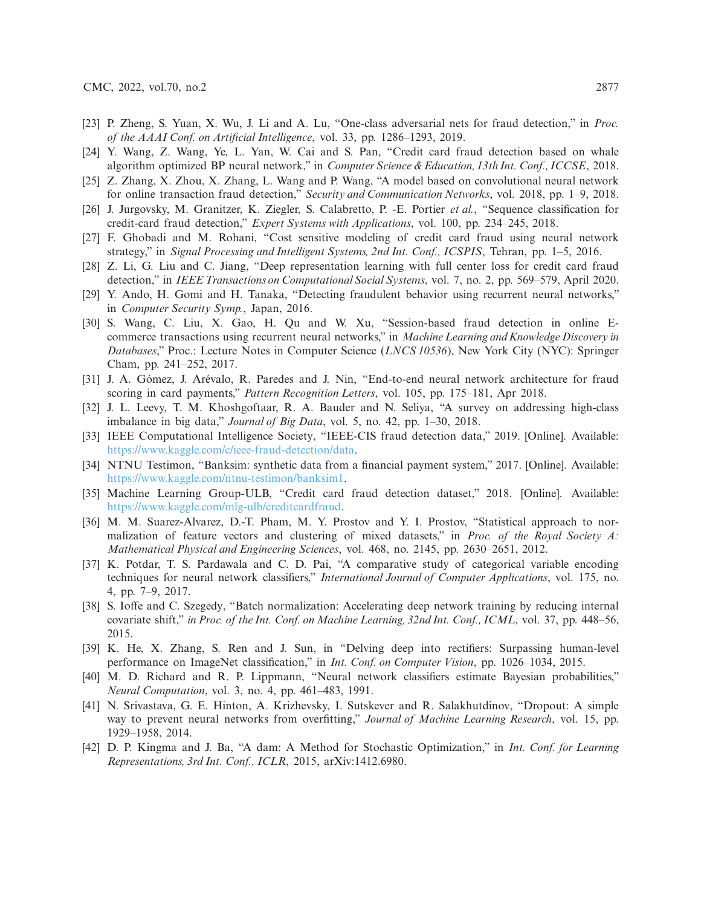[23] P. Zheng, S. Yuan, X. Wu, J. Li and A. Lu, "One-class adversarial nets for fraud detection," in *Proc. of the AAAI Conf. on Artificial Intelligence*, vol. 33, pp. 1286–1293, 2019.

[24] Y. Wang, Z. Wang, Ye, L. Yan, W. Cai and S. Pan, "Credit card fraud detection based on whale algorithm optimized BP neural network," in *Computer Science & Education, 13th Int. Conf., ICCSE*, 2018.

[25] Z. Zhang, X. Zhou, X. Zhang, L. Wang and P. Wang, "A model based on convolutional neural network for online transaction fraud detection," *Security and Communication Networks*, vol. 2018, pp. 1–9, 2018.

[26] J. Jurgovsky, M. Granitzer, K. Ziegler, S. Calabretto, P. -E. Portier *et al.*, "Sequence classification for credit-card fraud detection," *Expert Systems with Applications*, vol. 100, pp. 234–245, 2018.

[27] F. Ghobadi and M. Rohani, "Cost sensitive modeling of credit card fraud using neural network strategy," in *Signal Processing and Intelligent Systems, 2nd Int. Conf., ICSPIS*, Tehran, pp. 1–5, 2016.

[28] Z. Li, G. Liu and C. Jiang, "Deep representation learning with full center loss for credit card fraud detection," in *IEEE Transactions on Computational Social Systems*, vol. 7, no. 2, pp. 569–579, April 2020.

[29] Y. Ando, H. Gomi and H. Tanaka, "Detecting fraudulent behavior using recurrent neural networks," in *Computer Security Symp.*, Japan, 2016.

[30] S. Wang, C. Liu, X. Gao, H. Qu and W. Xu, "Session-based fraud detection in online E-commerce transactions using recurrent neural networks," in *Machine Learning and Knowledge Discovery in Databases*," Proc.: Lecture Notes in Computer Science (*LNCS 10536*), New York City (NYC): Springer Cham, pp. 241–252, 2017.

[31] J. A. Gómez, J. Arévalo, R. Paredes and J. Nin, "End-to-end neural network architecture for fraud scoring in card payments," *Pattern Recognition Letters*, vol. 105, pp. 175–181, Apr 2018.

[32] J. L. Leevy, T. M. Khoshgoftaar, R. A. Bauder and N. Seliya, "A survey on addressing high-class imbalance in big data," *Journal of Big Data*, vol. 5, no. 42, pp. 1–30, 2018.

[33] IEEE Computational Intelligence Society, "IEEE-CIS fraud detection data," 2019. [Online]. Available: https://www.kaggle.com/c/ieee-fraud-detection/data.

[34] NTNU Testimon, "Banksim: synthetic data from a financial payment system," 2017. [Online]. Available: https://www.kaggle.com/ntnu-testimon/banksim1.

[35] Machine Learning Group-ULB, "Credit card fraud detection dataset," 2018. [Online]. Available: https://www.kaggle.com/mlg-ulb/creditcardfraud.

[36] M. M. Suarez-Alvarez, D.-T. Pham, M. Y. Prostov and Y. I. Prostov, "Statistical approach to normalization of feature vectors and clustering of mixed datasets," in *Proc. of the Royal Society A: Mathematical Physical and Engineering Sciences*, vol. 468, no. 2145, pp. 2630–2651, 2012.

[37] K. Potdar, T. S. Pardawala and C. D. Pai, "A comparative study of categorical variable encoding techniques for neural network classifiers," *International Journal of Computer Applications*, vol. 175, no. 4, pp. 7–9, 2017.

[38] S. Ioffe and C. Szegedy, "Batch normalization: Accelerating deep network training by reducing internal covariate shift," *in Proc. of the Int. Conf. on Machine Learning, 32nd Int. Conf., ICML*, vol. 37, pp. 448–56, 2015.

[39] K. He, X. Zhang, S. Ren and J. Sun, in "Delving deep into rectifiers: Surpassing human-level performance on ImageNet classification," in *Int. Conf. on Computer Vision*, pp. 1026–1034, 2015.

[40] M. D. Richard and R. P. Lippmann, "Neural network classifiers estimate Bayesian probabilities," *Neural Computation*, vol. 3, no. 4, pp. 461–483, 1991.

[41] N. Srivastava, G. E. Hinton, A. Krizhevsky, I. Sutskever and R. Salakhutdinov, "Dropout: A simple way to prevent neural networks from overfitting," *Journal of Machine Learning Research*, vol. 15, pp. 1929–1958, 2014.

[42] D. P. Kingma and J. Ba, "A dam: A Method for Stochastic Optimization," in *Int. Conf. for Learning Representations, 3rd Int. Conf., ICLR*, 2015, arXiv:1412.6980.